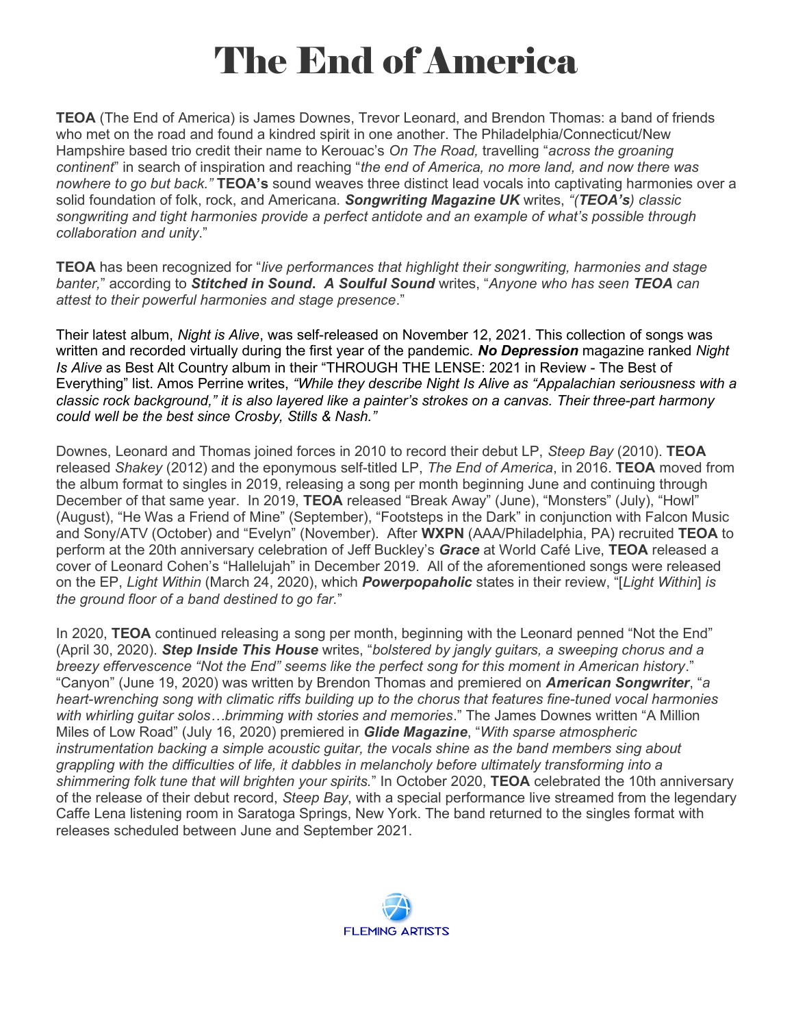# The End of America

**TEOA** (The End of America) is James Downes, Trevor Leonard, and Brendon Thomas: a band of friends who met on the road and found a kindred spirit in one another. The Philadelphia/Connecticut/New Hampshire based trio credit their name to Kerouac's *On The Road,* travelling "*across the groaning continent*" in search of inspiration and reaching "*the end of America, no more land, and now there was nowhere to go but back."* **TEOA's** sound weaves three distinct lead vocals into captivating harmonies over a solid foundation of folk, rock, and Americana. ***Songwriting Magazine UK*** writes, *"(**TEOA's**) classic songwriting and tight harmonies provide a perfect antidote and an example of what's possible through collaboration and unity*."

**TEOA** has been recognized for "*live performances that highlight their songwriting, harmonies and stage banter,*" according to ***Stitched in Sound***. ***A Soulful Sound*** writes, "*Anyone who has seen **TEOA** can attest to their powerful harmonies and stage presence*."

Their latest album, *Night is Alive*, was self-released on November 12, 2021. This collection of songs was written and recorded virtually during the first year of the pandemic. ***No Depression*** magazine ranked *Night Is Alive* as Best Alt Country album in their "THROUGH THE LENSE: 2021 in Review - The Best of Everything" list. Amos Perrine writes, *"While they describe Night Is Alive as "Appalachian seriousness with a classic rock background," it is also layered like a painter's strokes on a canvas. Their three-part harmony could well be the best since Crosby, Stills & Nash."*

Downes, Leonard and Thomas joined forces in 2010 to record their debut LP, *Steep Bay* (2010). **TEOA** released *Shakey* (2012) and the eponymous self-titled LP, *The End of America*, in 2016. **TEOA** moved from the album format to singles in 2019, releasing a song per month beginning June and continuing through December of that same year. In 2019, **TEOA** released "Break Away" (June), "Monsters" (July), "Howl" (August), "He Was a Friend of Mine" (September), "Footsteps in the Dark" in conjunction with Falcon Music and Sony/ATV (October) and "Evelyn" (November). After **WXPN** (AAA/Philadelphia, PA) recruited **TEOA** to perform at the 20th anniversary celebration of Jeff Buckley's ***Grace*** at World Café Live, **TEOA** released a cover of Leonard Cohen's "Hallelujah" in December 2019. All of the aforementioned songs were released on the EP, *Light Within* (March 24, 2020), which ***Powerpopaholic*** states in their review, "[*Light Within*] *is the ground floor of a band destined to go far.*"

In 2020, **TEOA** continued releasing a song per month, beginning with the Leonard penned "Not the End" (April 30, 2020). ***Step Inside This House*** writes, "*bolstered by jangly guitars, a sweeping chorus and a breezy effervescence "Not the End" seems like the perfect song for this moment in American history*." "Canyon" (June 19, 2020) was written by Brendon Thomas and premiered on ***American Songwriter***, "*a heart-wrenching song with climatic riffs building up to the chorus that features fine-tuned vocal harmonies with whirling guitar solos…brimming with stories and memories*." The James Downes written "A Million Miles of Low Road" (July 16, 2020) premiered in ***Glide Magazine***, "*With sparse atmospheric instrumentation backing a simple acoustic guitar, the vocals shine as the band members sing about grappling with the difficulties of life, it dabbles in melancholy before ultimately transforming into a shimmering folk tune that will brighten your spirits.*" In October 2020, **TEOA** celebrated the 10th anniversary of the release of their debut record, *Steep Bay*, with a special performance live streamed from the legendary Caffe Lena listening room in Saratoga Springs, New York. The band returned to the singles format with releases scheduled between June and September 2021.

FLEMING ARTISTS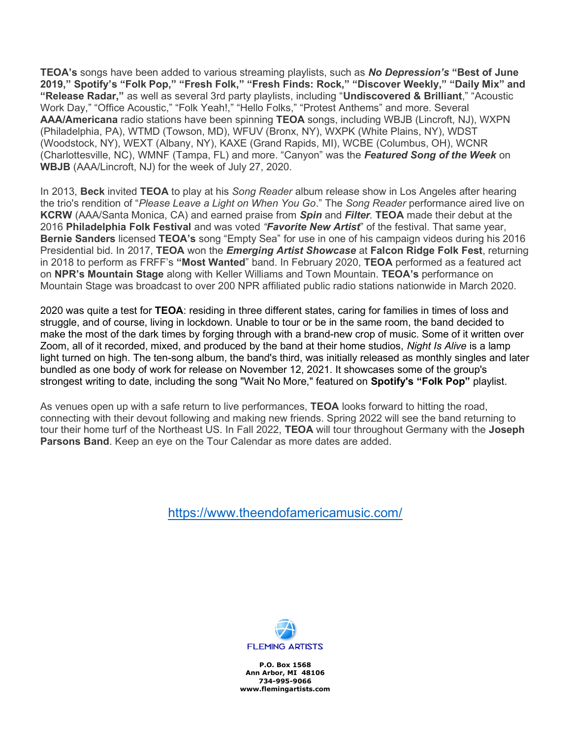**TEOA's** songs have been added to various streaming playlists, such as ***No Depression's*** **"Best of June 2019," Spotify's "Folk Pop," "Fresh Folk," "Fresh Finds: Rock," "Discover Weekly," "Daily Mix" and "Release Radar,"** as well as several 3rd party playlists, including "**Undiscovered & Brilliant**," "Acoustic Work Day," "Office Acoustic," "Folk Yeah!," "Hello Folks," "Protest Anthems" and more. Several **AAA/Americana** radio stations have been spinning **TEOA** songs, including WBJB (Lincroft, NJ), WXPN (Philadelphia, PA), WTMD (Towson, MD), WFUV (Bronx, NY), WXPK (White Plains, NY), WDST (Woodstock, NY), WEXT (Albany, NY), KAXE (Grand Rapids, MI), WCBE (Columbus, OH), WCNR (Charlottesville, NC), WMNF (Tampa, FL) and more. "Canyon" was the ***Featured Song of the Week*** on **WBJB** (AAA/Lincroft, NJ) for the week of July 27, 2020.

In 2013, **Beck** invited **TEOA** to play at his *Song Reader* album release show in Los Angeles after hearing the trio's rendition of "*Please Leave a Light on When You Go*." The *Song Reader* performance aired live on **KCRW** (AAA/Santa Monica, CA) and earned praise from ***Spin*** and ***Filter***. **TEOA** made their debut at the 2016 **Philadelphia Folk Festival** and was voted *"**Favorite New Artist**"* of the festival. That same year, **Bernie Sanders** licensed **TEOA's** song "Empty Sea" for use in one of his campaign videos during his 2016 Presidential bid. In 2017, **TEOA** won the ***Emerging Artist Showcase*** at **Falcon Ridge Folk Fest**, returning in 2018 to perform as FRFF's **"Most Wanted**" band. In February 2020, **TEOA** performed as a featured act on **NPR's Mountain Stage** along with Keller Williams and Town Mountain. **TEOA's** performance on Mountain Stage was broadcast to over 200 NPR affiliated public radio stations nationwide in March 2020.

2020 was quite a test for **TEOA**: residing in three different states, caring for families in times of loss and struggle, and of course, living in lockdown. Unable to tour or be in the same room, the band decided to make the most of the dark times by forging through with a brand-new crop of music. Some of it written over Zoom, all of it recorded, mixed, and produced by the band at their home studios, *Night Is Alive* is a lamp light turned on high. The ten-song album, the band's third, was initially released as monthly singles and later bundled as one body of work for release on November 12, 2021. It showcases some of the group's strongest writing to date, including the song "Wait No More," featured on **Spotify's "Folk Pop"** playlist.

As venues open up with a safe return to live performances, **TEOA** looks forward to hitting the road, connecting with their devout following and making new friends. Spring 2022 will see the band returning to tour their home turf of the Northeast US. In Fall 2022, **TEOA** will tour throughout Germany with the **Joseph Parsons Band**. Keep an eye on the Tour Calendar as more dates are added.

https://www.theendofamericamusic.com/

FLEMING ARTISTS

**P.O. Box 1568**
**Ann Arbor, MI 48106**
**734-995-9066**
**www.flemingartists.com**